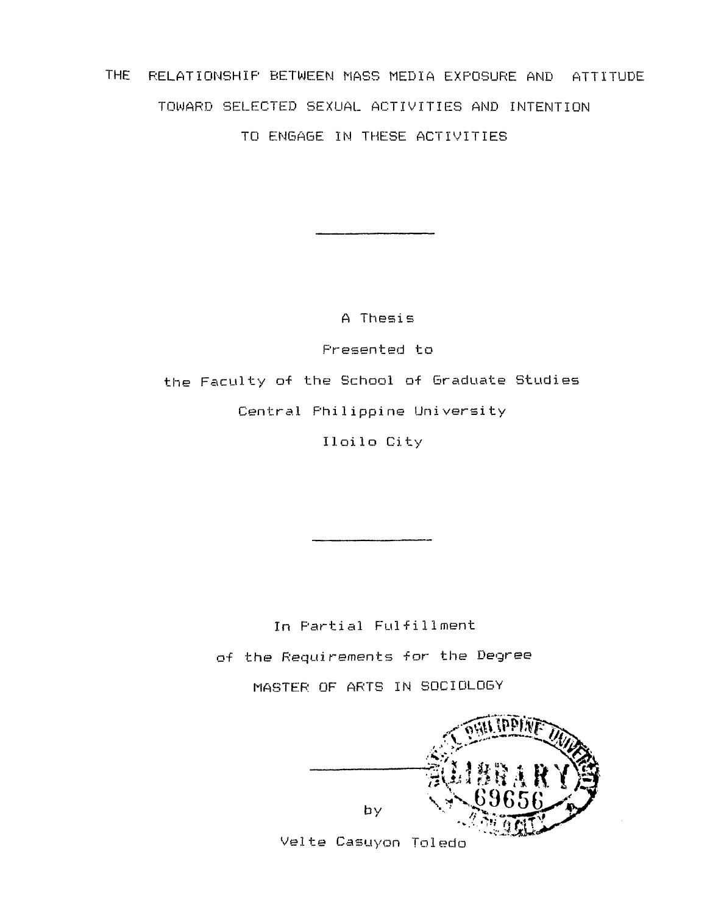# THE RELATIONSHIP BETWEEN MASS MEDIA EXPOSURE AND ATTITUDE TOWARD SELECTED SEXUAL ACTIVITIES AND INTENTION TO ENGAGE IN THESE ACTIVITIES

---

A Thesis

Presented to

the Faculty of the School of Graduate Studies

Central Philippine University

Iloilo City

---

In Partial Fulfillment

of the Requirements for the Degree

MASTER OF ARTS IN SOCIOLOGY

---

by

Velte Casuyon Toledo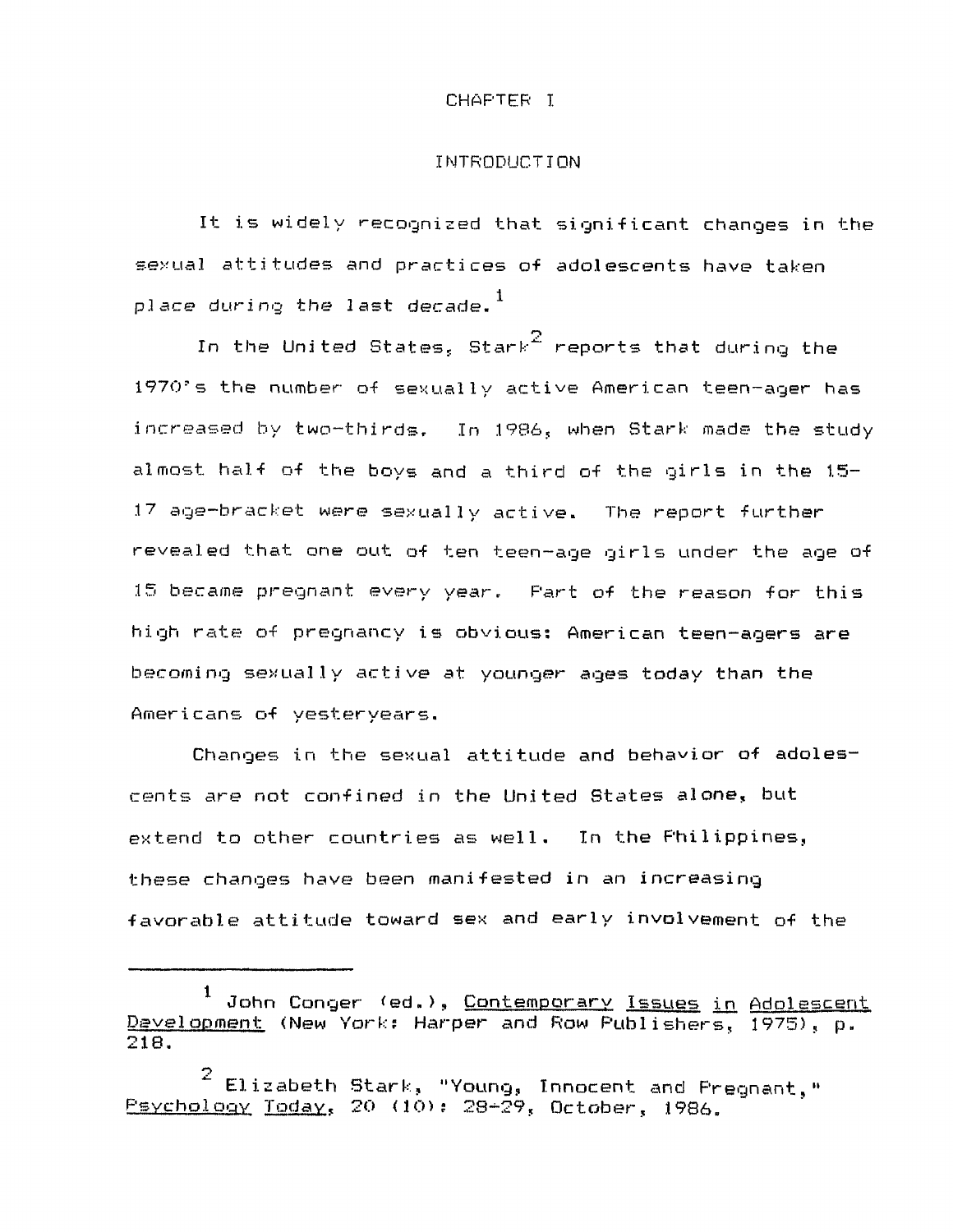# CHAPTER I

## INTRODUCTION

It is widely recognized that significant changes in the sexual attitudes and practices of adolescents have taken place during the last decade.[1]

In the United States, Stark[2] reports that during the 1970's the number of sexually active American teen-ager has increased by two-thirds. In 1986, when Stark made the study almost half of the boys and a third of the girls in the 15-17 age-bracket were sexually active. The report further revealed that one out of ten teen-age girls under the age of 15 became pregnant every year. Part of the reason for this high rate of pregnancy is obvious: American teen-agers are becoming sexually active at younger ages today than the Americans of yesteryears.

Changes in the sexual attitude and behavior of adolescents are not confined in the United States alone, but extend to other countries as well. In the Philippines, these changes have been manifested in an increasing favorable attitude toward sex and early involvement of the

---

[1] John Conger (ed.), Contemporary Issues in Adolescent Development (New York: Harper and Row Publishers, 1975), p. 218.

[2] Elizabeth Stark, "Young, Innocent and Pregnant," Psychology Today, 20 (10): 28-29, October, 1986.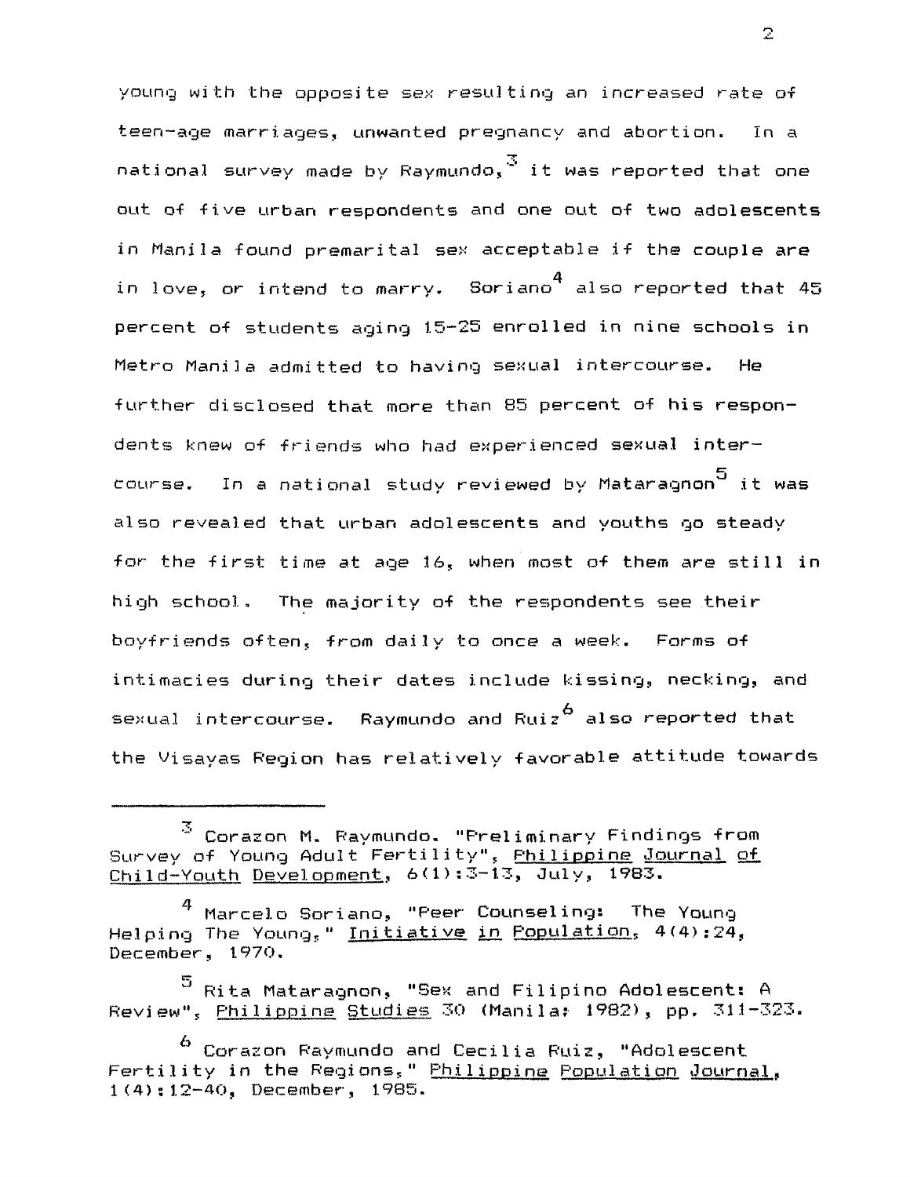young with the opposite sex resulting an increased rate of teen-age marriages, unwanted pregnancy and abortion. In a national survey made by Raymundo,[3] it was reported that one out of five urban respondents and one out of two adolescents in Manila found premarital sex acceptable if the couple are in love, or intend to marry. Soriano[4] also reported that 45 percent of students aging 15-25 enrolled in nine schools in Metro Manila admitted to having sexual intercourse. He further disclosed that more than 85 percent of his respondents knew of friends who had experienced sexual intercourse. In a national study reviewed by Mataragnon[5] it was also revealed that urban adolescents and youths go steady for the first time at age 16, when most of them are still in high school. The majority of the respondents see their boyfriends often, from daily to once a week. Forms of intimacies during their dates include kissing, necking, and sexual intercourse. Raymundo and Ruiz[6] also reported that the Visayas Region has relatively favorable attitude towards

---

[3] Corazon M. Raymundo. "Preliminary Findings from Survey of Young Adult Fertility", Philippine Journal of Child-Youth Development, 6(1):3-13, July, 1983.

[4] Marcelo Soriano, "Peer Counseling: The Young Helping The Young," Initiative in Population, 4(4):24, December, 1970.

[5] Rita Mataragnon, "Sex and Filipino Adolescent: A Review", Philippine Studies 30 (Manila: 1982), pp. 311-323.

[6] Corazon Raymundo and Cecilia Ruiz, "Adolescent Fertility in the Regions," Philippine Population Journal, 1(4):12-40, December, 1985.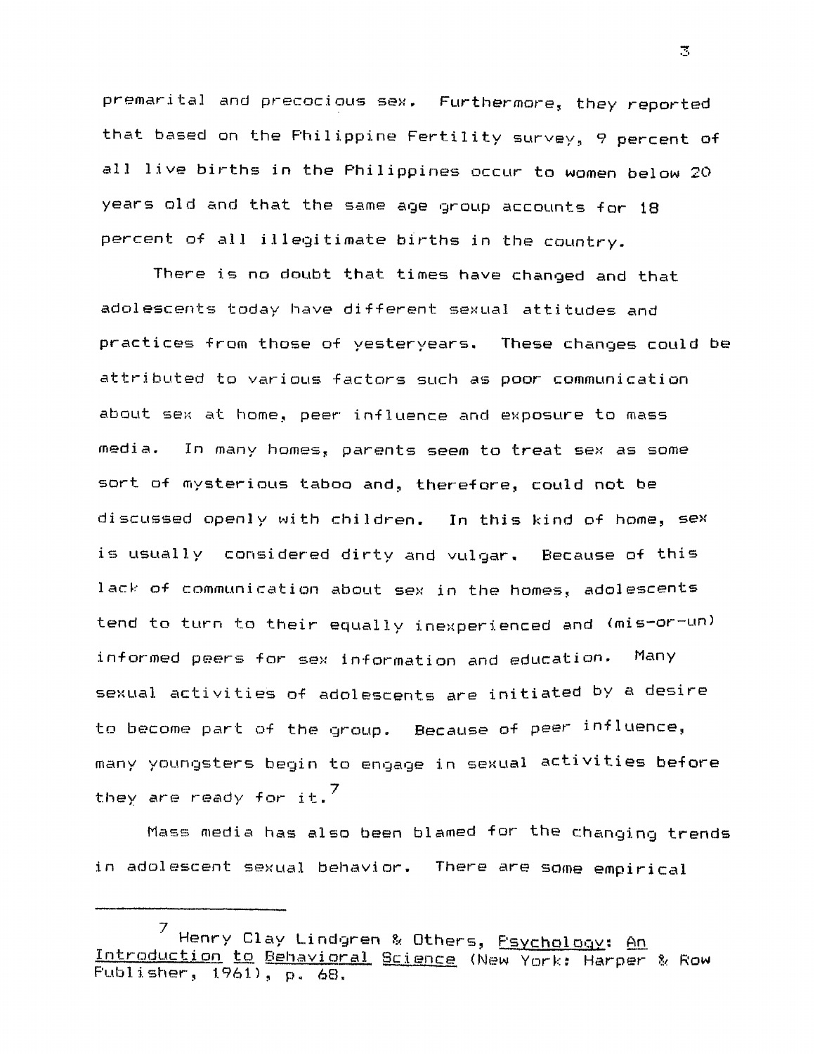premarital and precocious sex. Furthermore, they reported that based on the Philippine Fertility survey, 9 percent of all live births in the Philippines occur to women below 20 years old and that the same age group accounts for 18 percent of all illegitimate births in the country.

There is no doubt that times have changed and that adolescents today have different sexual attitudes and practices from those of yesteryears. These changes could be attributed to various factors such as poor communication about sex at home, peer influence and exposure to mass media. In many homes, parents seem to treat sex as some sort of mysterious taboo and, therefore, could not be discussed openly with children. In this kind of home, sex is usually considered dirty and vulgar. Because of this lack of communication about sex in the homes, adolescents tend to turn to their equally inexperienced and (mis-or-un) informed peers for sex information and education. Many sexual activities of adolescents are initiated by a desire to become part of the group. Because of peer influence, many youngsters begin to engage in sexual activities before they are ready for it.[7]

Mass media has also been blamed for the changing trends in adolescent sexual behavior. There are some empirical

---

[7] Henry Clay Lindgren & Others, Psychology: An Introduction to Behavioral Science (New York: Harper & Row Publisher, 1961), p. 68.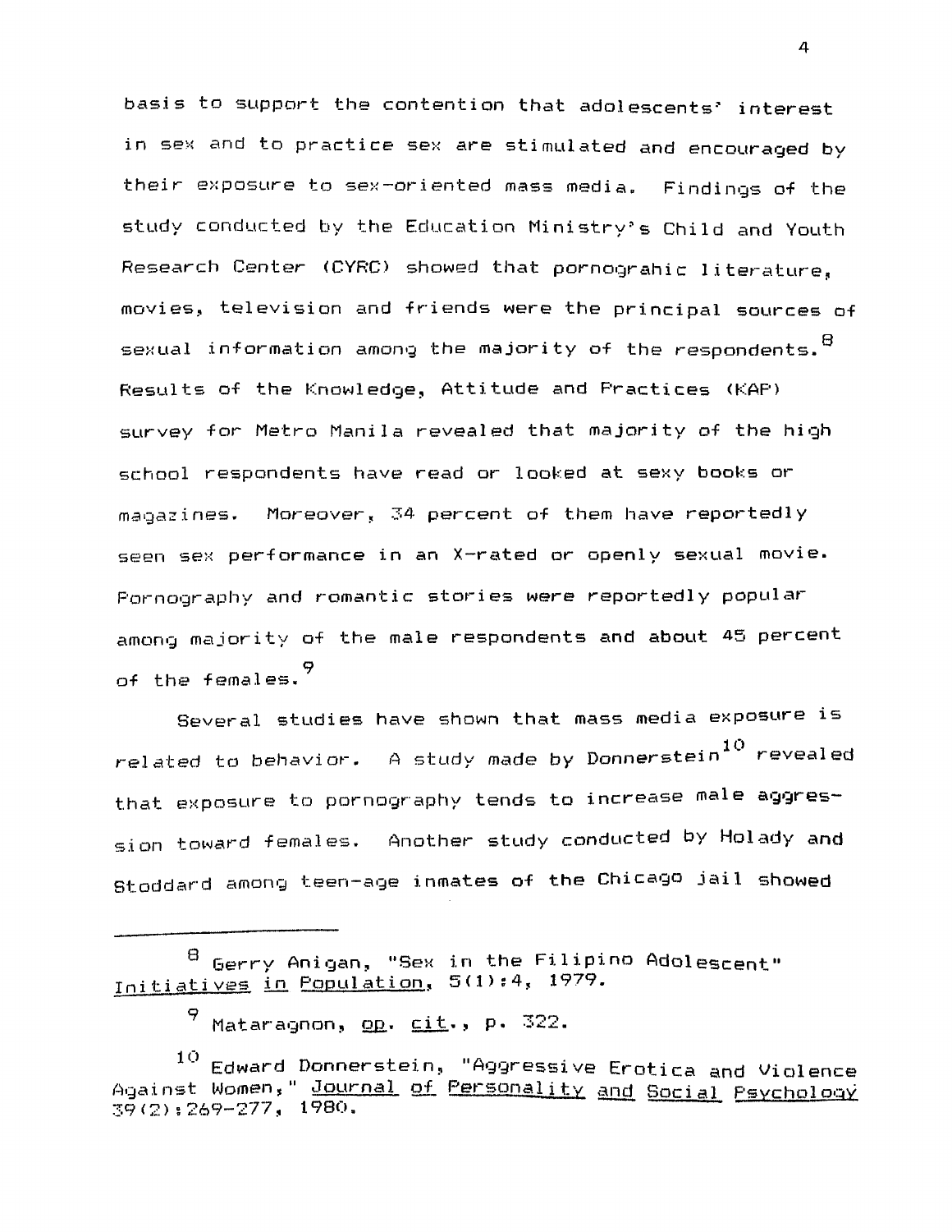basis to support the contention that adolescents' interest in sex and to practice sex are stimulated and encouraged by their exposure to sex-oriented mass media. Findings of the study conducted by the Education Ministry's Child and Youth Research Center (CYRC) showed that pornograhic literature, movies, television and friends were the principal sources of sexual information among the majority of the respondents.[8] Results of the Knowledge, Attitude and Practices (KAP) survey for Metro Manila revealed that majority of the high school respondents have read or looked at sexy books or magazines. Moreover, 34 percent of them have reportedly seen sex performance in an X-rated or openly sexual movie. Pornography and romantic stories were reportedly popular among majority of the male respondents and about 45 percent of the females.[9]

Several studies have shown that mass media exposure is related to behavior. A study made by Donnerstein[10] revealed that exposure to pornography tends to increase male aggression toward females. Another study conducted by Holady and Stoddard among teen-age inmates of the Chicago jail showed

---

[8] Gerry Anigan, "Sex in the Filipino Adolescent" Initiatives in Population, 5(1):4, 1979.

[9] Mataragnon, op. cit., p. 322.

[10] Edward Donnerstein, "Aggressive Erotica and Violence Against Women," Journal of Personality and Social Psychology 39(2):269-277, 1980.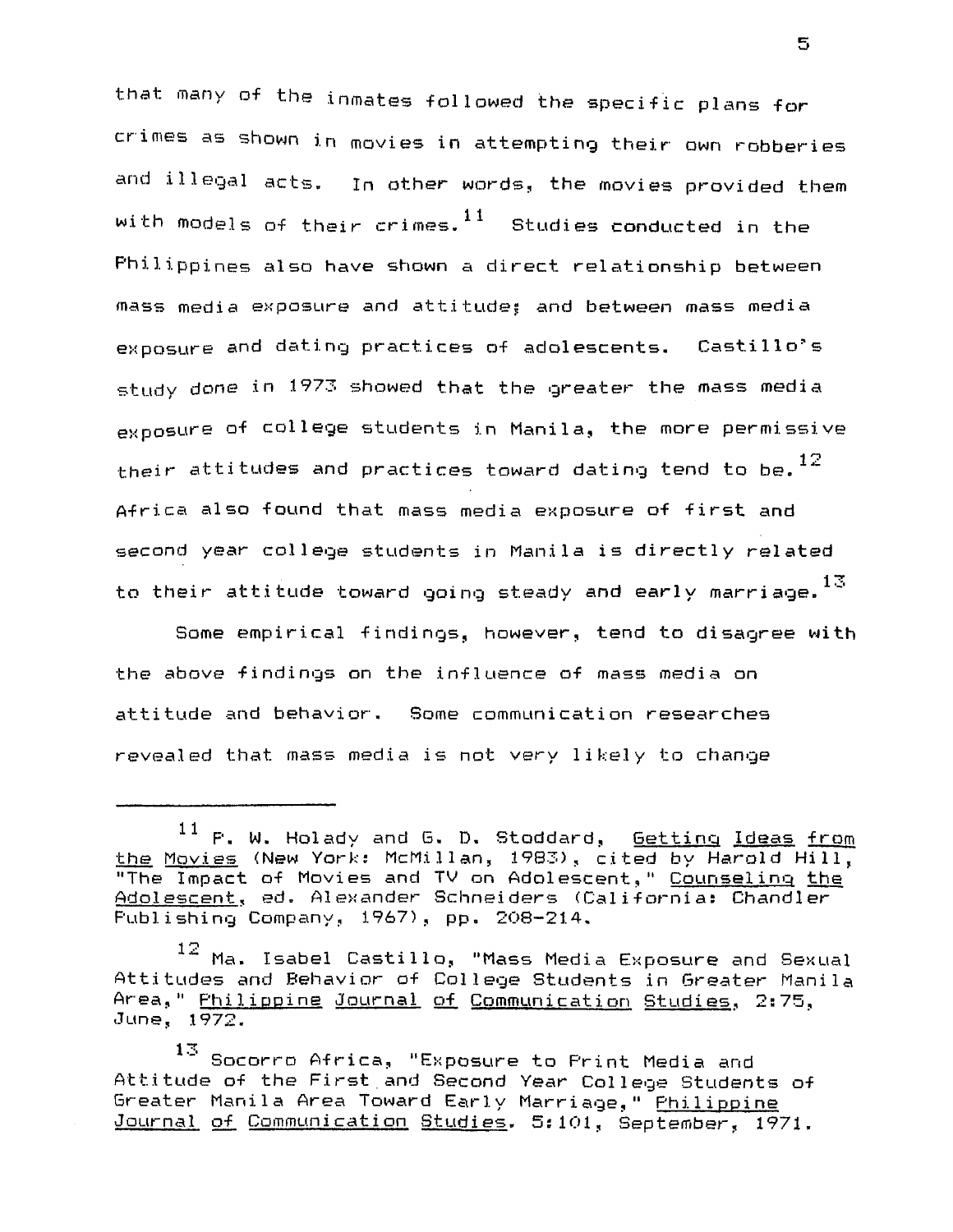that many of the inmates followed the specific plans for crimes as shown in movies in attempting their own robberies and illegal acts. In other words, the movies provided them with models of their crimes.[11] Studies conducted in the Philippines also have shown a direct relationship between mass media exposure and attitude; and between mass media exposure and dating practices of adolescents. Castillo's study done in 1973 showed that the greater the mass media exposure of college students in Manila, the more permissive their attitudes and practices toward dating tend to be.[12] Africa also found that mass media exposure of first and second year college students in Manila is directly related to their attitude toward going steady and early marriage.[13]

Some empirical findings, however, tend to disagree with the above findings on the influence of mass media on attitude and behavior. Some communication researches revealed that mass media is not very likely to change

---

[11] P. W. Holady and G. D. Stoddard, Getting Ideas from the Movies (New York: McMillan, 1983), cited by Harold Hill, "The Impact of Movies and TV on Adolescent," Counseling the Adolescent, ed. Alexander Schneiders (California: Chandler Publishing Company, 1967), pp. 208-214.

[12] Ma. Isabel Castillo, "Mass Media Exposure and Sexual Attitudes and Behavior of College Students in Greater Manila Area," Philippine Journal of Communication Studies, 2:75, June, 1972.

[13] Socorro Africa, "Exposure to Print Media and Attitude of the First and Second Year College Students of Greater Manila Area Toward Early Marriage," Philippine Journal of Communication Studies. 5:101, September, 1971.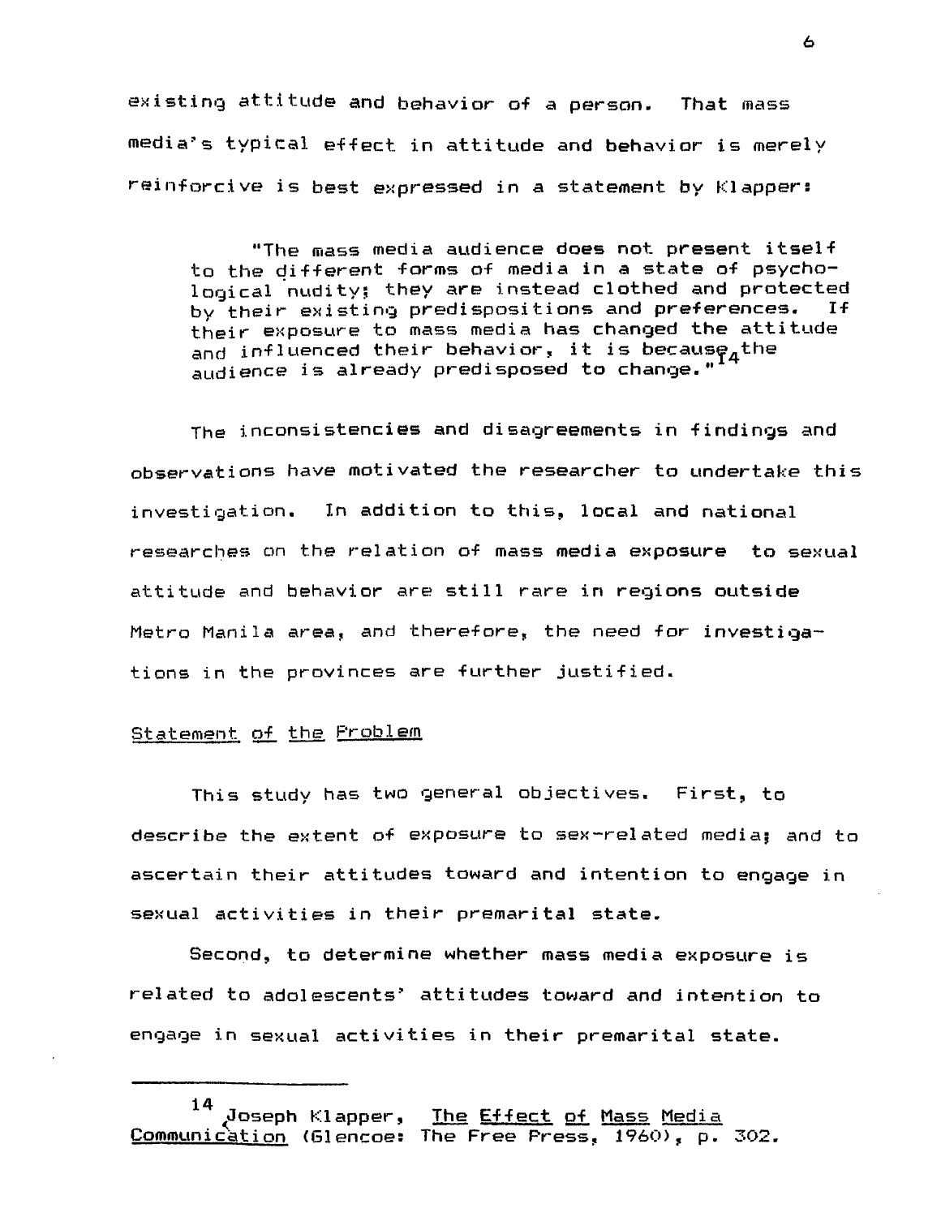existing attitude and behavior of a person. That mass media's typical effect in attitude and behavior is merely reinforcive is best expressed in a statement by Klapper:

> "The mass media audience does not present itself to the different forms of media in a state of psychological nudity; they are instead clothed and protected by their existing predispositions and preferences. If their exposure to mass media has changed the attitude and influenced their behavior, it is because the audience is already predisposed to change."[14]

The inconsistencies and disagreements in findings and observations have motivated the researcher to undertake this investigation. In addition to this, local and national researches on the relation of mass media exposure to sexual attitude and behavior are still rare in regions outside Metro Manila area, and therefore, the need for investigations in the provinces are further justified.

## Statement of the Problem

This study has two general objectives. First, to describe the extent of exposure to sex-related media; and to ascertain their attitudes toward and intention to engage in sexual activities in their premarital state.

Second, to determine whether mass media exposure is related to adolescents' attitudes toward and intention to engage in sexual activities in their premarital state.

---

[14] Joseph Klapper, The Effect of Mass Media Communication (Glencoe: The Free Press, 1960), p. 302.